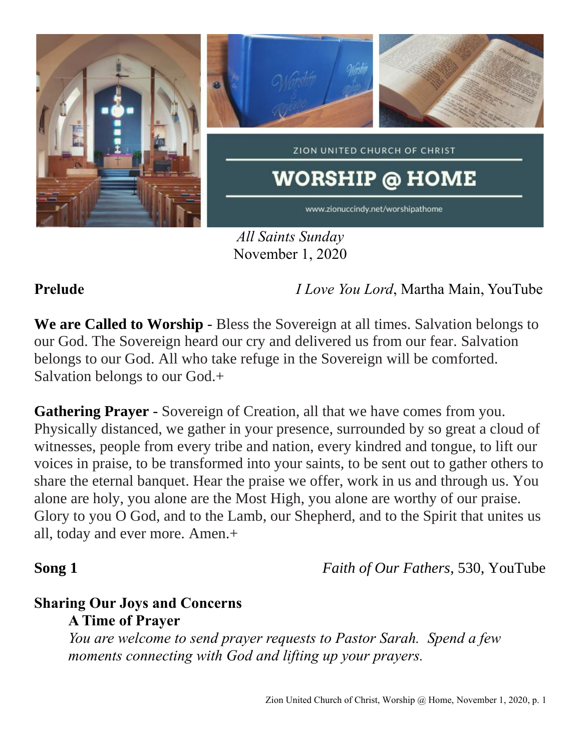ZION UNITED CHURCH OF CHRIST

# WORSHIP @ HOME

www.zionuccindy.net/worshipathome

*All Saints Sunday*
November 1, 2020

**Prelude** *I Love You Lord*, Martha Main, YouTube

**We are Called to Worship** - Bless the Sovereign at all times. Salvation belongs to our God. The Sovereign heard our cry and delivered us from our fear. Salvation belongs to our God. All who take refuge in the Sovereign will be comforted. Salvation belongs to our God.+

**Gathering Prayer** - Sovereign of Creation, all that we have comes from you. Physically distanced, we gather in your presence, surrounded by so great a cloud of witnesses, people from every tribe and nation, every kindred and tongue, to lift our voices in praise, to be transformed into your saints, to be sent out to gather others to share the eternal banquet. Hear the praise we offer, work in us and through us. You alone are holy, you alone are the Most High, you alone are worthy of our praise. Glory to you O God, and to the Lamb, our Shepherd, and to the Spirit that unites us all, today and ever more. Amen.+

**Song 1** *Faith of Our Fathers*, 530, YouTube

**Sharing Our Joys and Concerns**

**A Time of Prayer**

*You are welcome to send prayer requests to Pastor Sarah. Spend a few moments connecting with God and lifting up your prayers.*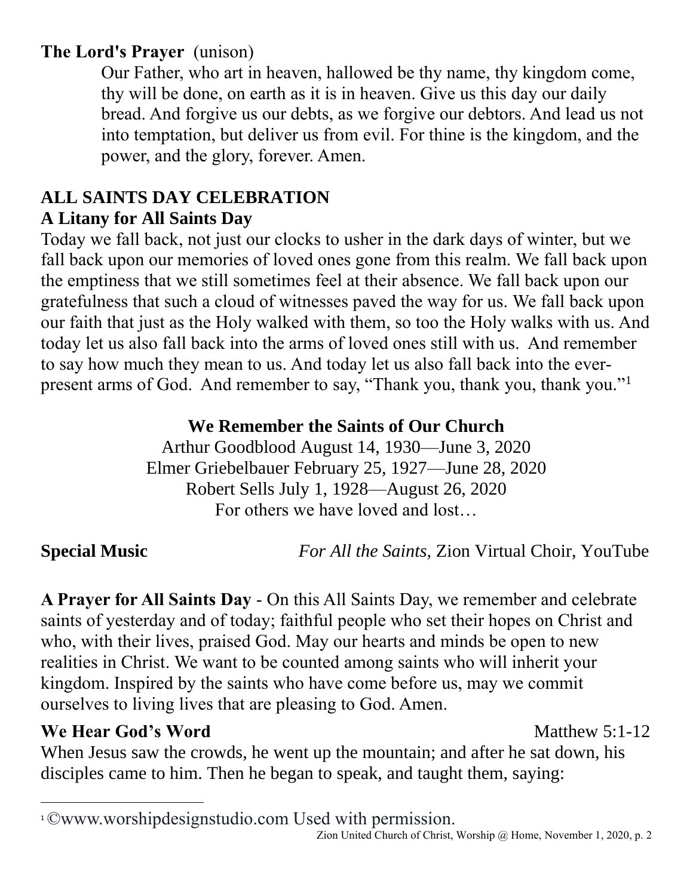**The Lord's Prayer** (unison)

> Our Father, who art in heaven, hallowed be thy name, thy kingdom come, thy will be done, on earth as it is in heaven. Give us this day our daily bread. And forgive us our debts, as we forgive our debtors. And lead us not into temptation, but deliver us from evil. For thine is the kingdom, and the power, and the glory, forever. Amen.

## ALL SAINTS DAY CELEBRATION

### A Litany for All Saints Day

Today we fall back, not just our clocks to usher in the dark days of winter, but we fall back upon our memories of loved ones gone from this realm. We fall back upon the emptiness that we still sometimes feel at their absence. We fall back upon our gratefulness that such a cloud of witnesses paved the way for us. We fall back upon our faith that just as the Holy walked with them, so too the Holy walks with us. And today let us also fall back into the arms of loved ones still with us. And remember to say how much they mean to us. And today let us also fall back into the ever-present arms of God. And remember to say, "Thank you, thank you, thank you."[1]

**We Remember the Saints of Our Church**

Arthur Goodblood August 14, 1930—June 3, 2020
Elmer Griebelbauer February 25, 1927—June 28, 2020
Robert Sells July 1, 1928—August 26, 2020
For others we have loved and lost…

**Special Music** *For All the Saints,* Zion Virtual Choir, YouTube

**A Prayer for All Saints Day** - On this All Saints Day, we remember and celebrate saints of yesterday and of today; faithful people who set their hopes on Christ and who, with their lives, praised God. May our hearts and minds be open to new realities in Christ. We want to be counted among saints who will inherit your kingdom. Inspired by the saints who have come before us, may we commit ourselves to living lives that are pleasing to God. Amen.

**We Hear God's Word** Matthew 5:1-12

When Jesus saw the crowds, he went up the mountain; and after he sat down, his disciples came to him. Then he began to speak, and taught them, saying:

[1] ©www.worshipdesignstudio.com Used with permission.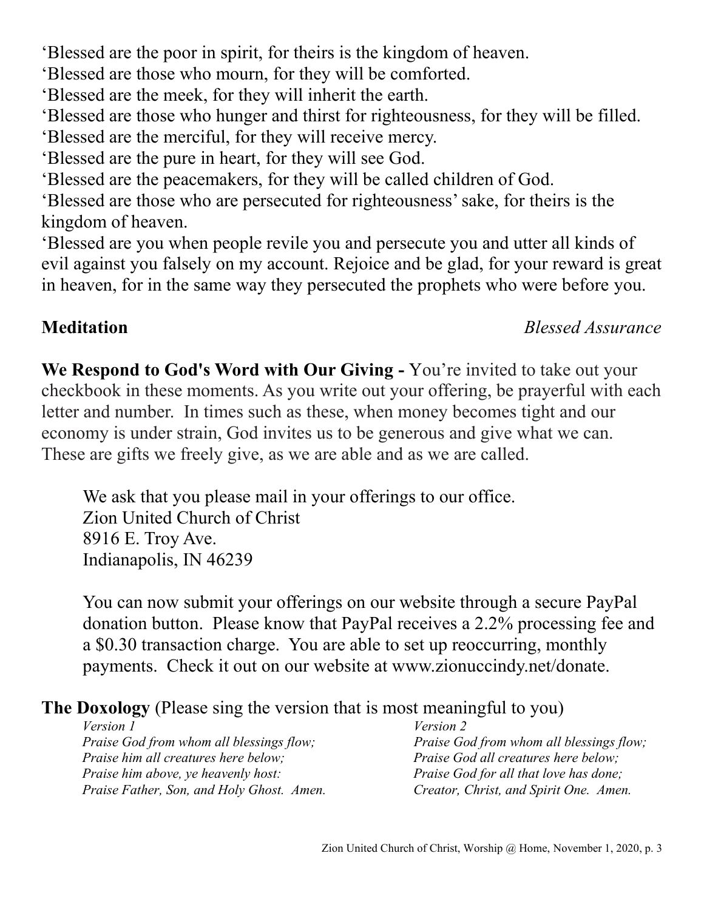‘Blessed are the poor in spirit, for theirs is the kingdom of heaven.
‘Blessed are those who mourn, for they will be comforted.
‘Blessed are the meek, for they will inherit the earth.
‘Blessed are those who hunger and thirst for righteousness, for they will be filled.
‘Blessed are the merciful, for they will receive mercy.
‘Blessed are the pure in heart, for they will see God.
‘Blessed are the peacemakers, for they will be called children of God.
‘Blessed are those who are persecuted for righteousness' sake, for theirs is the kingdom of heaven.
‘Blessed are you when people revile you and persecute you and utter all kinds of evil against you falsely on my account. Rejoice and be glad, for your reward is great in heaven, for in the same way they persecuted the prophets who were before you.

**Meditation** *Blessed Assurance*

**We Respond to God's Word with Our Giving -** You're invited to take out your checkbook in these moments. As you write out your offering, be prayerful with each letter and number. In times such as these, when money becomes tight and our economy is under strain, God invites us to be generous and give what we can. These are gifts we freely give, as we are able and as we are called.

We ask that you please mail in your offerings to our office.
Zion United Church of Christ
8916 E. Troy Ave.
Indianapolis, IN 46239

You can now submit your offerings on our website through a secure PayPal donation button. Please know that PayPal receives a 2.2% processing fee and a $0.30 transaction charge. You are able to set up reoccurring, monthly payments. Check it out on our website at www.zionuccindy.net/donate.

**The Doxology** (Please sing the version that is most meaningful to you)

*Version 1*
*Praise God from whom all blessings flow;*
*Praise him all creatures here below;*
*Praise him above, ye heavenly host:*
*Praise Father, Son, and Holy Ghost. Amen.*

*Version 2*
*Praise God from whom all blessings flow;*
*Praise God all creatures here below;*
*Praise God for all that love has done;*
*Creator, Christ, and Spirit One. Amen.*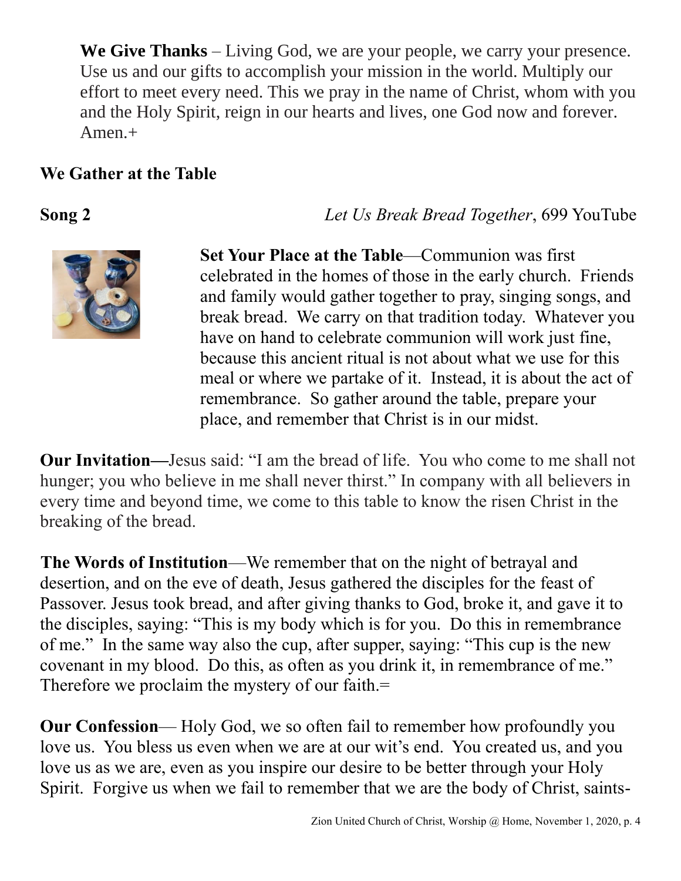**We Give Thanks** – Living God, we are your people, we carry your presence. Use us and our gifts to accomplish your mission in the world. Multiply our effort to meet every need. This we pray in the name of Christ, whom with you and the Holy Spirit, reign in our hearts and lives, one God now and forever. Amen.+

**We Gather at the Table**

**Song 2** *Let Us Break Bread Together*, 699 YouTube

**Set Your Place at the Table**—Communion was first celebrated in the homes of those in the early church. Friends and family would gather together to pray, singing songs, and break bread. We carry on that tradition today. Whatever you have on hand to celebrate communion will work just fine, because this ancient ritual is not about what we use for this meal or where we partake of it. Instead, it is about the act of remembrance. So gather around the table, prepare your place, and remember that Christ is in our midst.

**Our Invitation—**Jesus said: "I am the bread of life. You who come to me shall not hunger; you who believe in me shall never thirst." In company with all believers in every time and beyond time, we come to this table to know the risen Christ in the breaking of the bread.

**The Words of Institution**—We remember that on the night of betrayal and desertion, and on the eve of death, Jesus gathered the disciples for the feast of Passover. Jesus took bread, and after giving thanks to God, broke it, and gave it to the disciples, saying: "This is my body which is for you. Do this in remembrance of me." In the same way also the cup, after supper, saying: "This cup is the new covenant in my blood. Do this, as often as you drink it, in remembrance of me." Therefore we proclaim the mystery of our faith.=

**Our Confession**— Holy God, we so often fail to remember how profoundly you love us. You bless us even when we are at our wit's end. You created us, and you love us as we are, even as you inspire our desire to be better through your Holy Spirit. Forgive us when we fail to remember that we are the body of Christ, saints-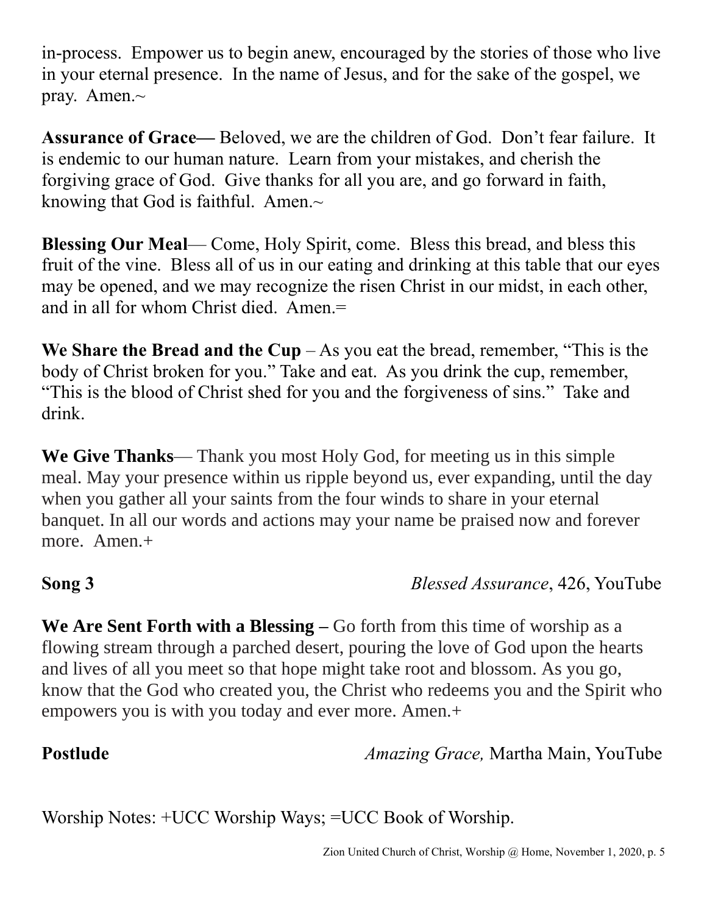in-process.  Empower us to begin anew, encouraged by the stories of those who live in your eternal presence.  In the name of Jesus, and for the sake of the gospel, we pray.  Amen.~

**Assurance of Grace—** Beloved, we are the children of God.  Don't fear failure.  It is endemic to our human nature.  Learn from your mistakes, and cherish the forgiving grace of God.  Give thanks for all you are, and go forward in faith, knowing that God is faithful.  Amen.~

**Blessing Our Meal**— Come, Holy Spirit, come.  Bless this bread, and bless this fruit of the vine.  Bless all of us in our eating and drinking at this table that our eyes may be opened, and we may recognize the risen Christ in our midst, in each other, and in all for whom Christ died.  Amen.=

**We Share the Bread and the Cup** – As you eat the bread, remember, "This is the body of Christ broken for you." Take and eat.  As you drink the cup, remember, "This is the blood of Christ shed for you and the forgiveness of sins."  Take and drink.

**We Give Thanks**— Thank you most Holy God, for meeting us in this simple meal. May your presence within us ripple beyond us, ever expanding, until the day when you gather all your saints from the four winds to share in your eternal banquet. In all our words and actions may your name be praised now and forever more.  Amen.+

**Song 3** *Blessed Assurance*, 426, YouTube

**We Are Sent Forth with a Blessing –** Go forth from this time of worship as a flowing stream through a parched desert, pouring the love of God upon the hearts and lives of all you meet so that hope might take root and blossom. As you go, know that the God who created you, the Christ who redeems you and the Spirit who empowers you is with you today and ever more. Amen.+

**Postlude** *Amazing Grace,* Martha Main, YouTube

Worship Notes: +UCC Worship Ways; =UCC Book of Worship.